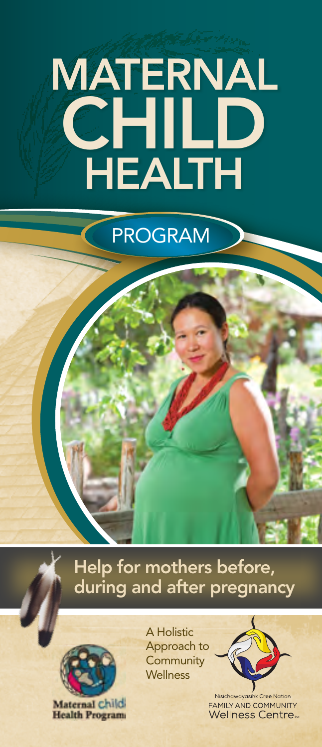# MATERNAL CHILD HEALTH

## PROGRAM

### Help for mothers before, during and after pregnancy

Maternal Child Health Program

A Holistic Approach to Community Wellness

Nisichawayasihk Cree Nation
FAMILY AND COMMUNITY
Wellness Centre Inc.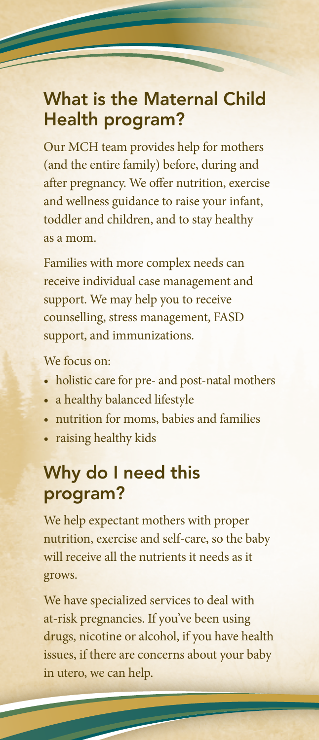## What is the Maternal Child Health program?

Our MCH team provides help for mothers (and the entire family) before, during and after pregnancy. We offer nutrition, exercise and wellness guidance to raise your infant, toddler and children, and to stay healthy as a mom.

Families with more complex needs can receive individual case management and support. We may help you to receive counselling, stress management, FASD support, and immunizations.

We focus on:

- holistic care for pre- and post-natal mothers
- a healthy balanced lifestyle
- nutrition for moms, babies and families
- raising healthy kids

## Why do I need this program?

We help expectant mothers with proper nutrition, exercise and self-care, so the baby will receive all the nutrients it needs as it grows.

We have specialized services to deal with at-risk pregnancies. If you've been using drugs, nicotine or alcohol, if you have health issues, if there are concerns about your baby in utero, we can help.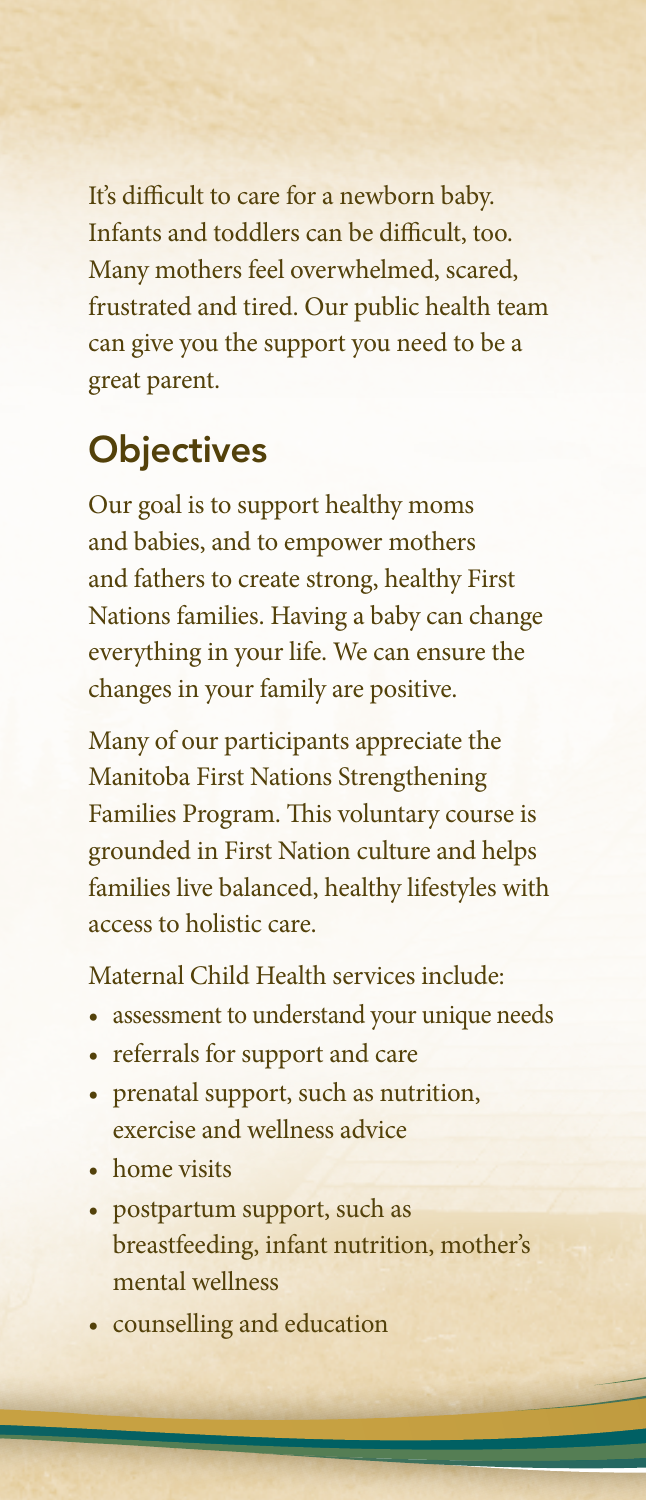It's difficult to care for a newborn baby. Infants and toddlers can be difficult, too. Many mothers feel overwhelmed, scared, frustrated and tired. Our public health team can give you the support you need to be a great parent.

## Objectives

Our goal is to support healthy moms and babies, and to empower mothers and fathers to create strong, healthy First Nations families. Having a baby can change everything in your life. We can ensure the changes in your family are positive.

Many of our participants appreciate the Manitoba First Nations Strengthening Families Program. This voluntary course is grounded in First Nation culture and helps families live balanced, healthy lifestyles with access to holistic care.

Maternal Child Health services include:

- assessment to understand your unique needs
- referrals for support and care
- prenatal support, such as nutrition, exercise and wellness advice
- home visits
- postpartum support, such as breastfeeding, infant nutrition, mother's mental wellness
- counselling and education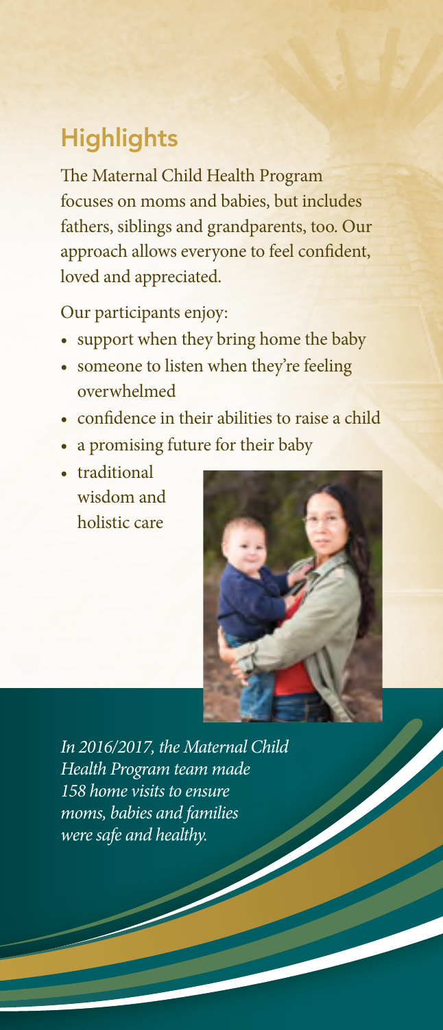## Highlights

The Maternal Child Health Program focuses on moms and babies, but includes fathers, siblings and grandparents, too. Our approach allows everyone to feel confident, loved and appreciated.

Our participants enjoy:

- support when they bring home the baby
- someone to listen when they're feeling overwhelmed
- confidence in their abilities to raise a child
- a promising future for their baby
- traditional wisdom and holistic care

*In 2016/2017, the Maternal Child Health Program team made 158 home visits to ensure moms, babies and families were safe and healthy.*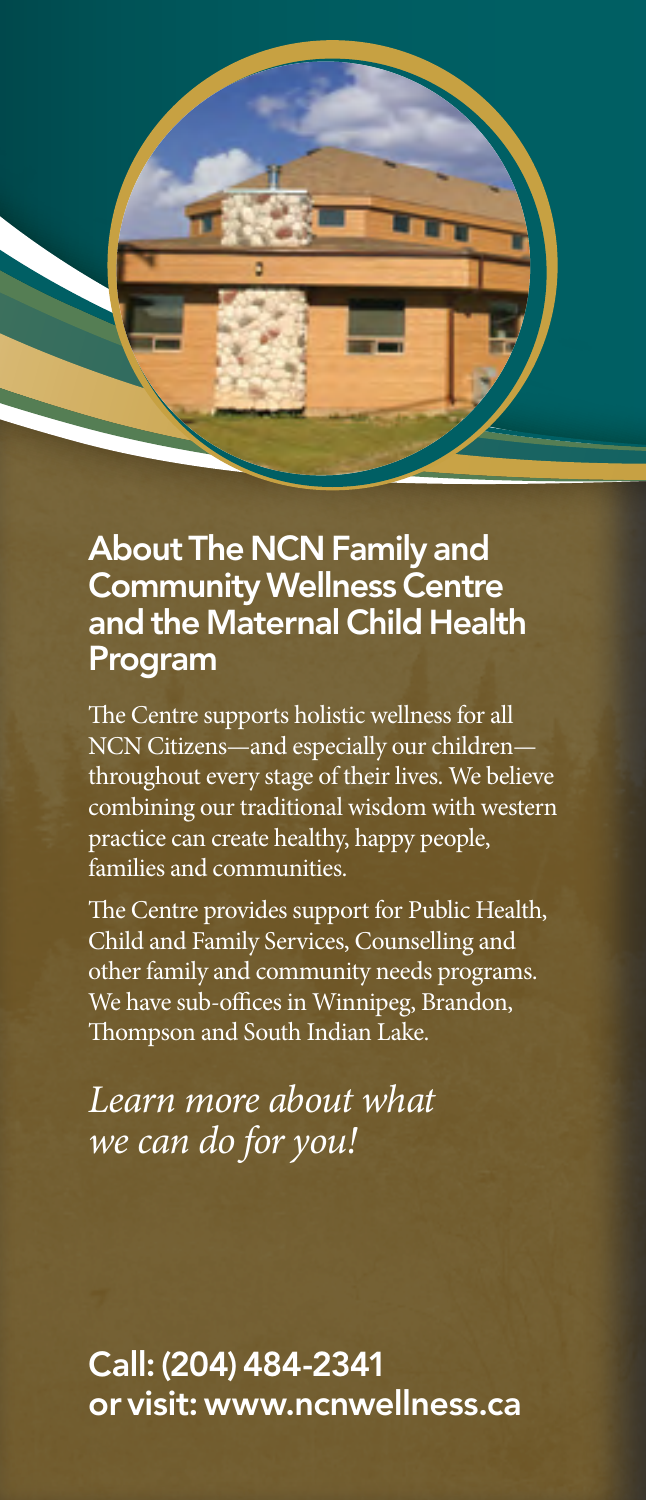## About The NCN Family and Community Wellness Centre and the Maternal Child Health Program

The Centre supports holistic wellness for all NCN Citizens—and especially our children—throughout every stage of their lives. We believe combining our traditional wisdom with western practice can create healthy, happy people, families and communities.

The Centre provides support for Public Health, Child and Family Services, Counselling and other family and community needs programs. We have sub-offices in Winnipeg, Brandon, Thompson and South Indian Lake.

*Learn more about what we can do for you!*

**Call: (204) 484-2341**
**or visit: www.ncnwellness.ca**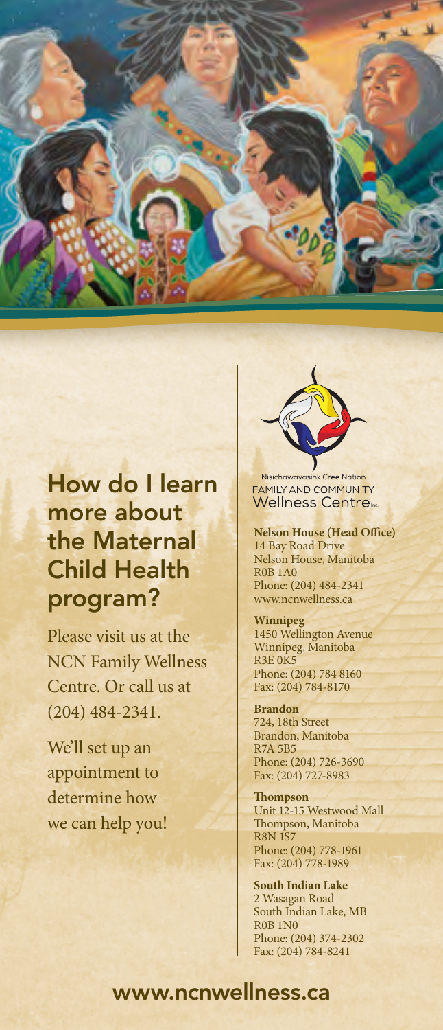## How do I learn more about the Maternal Child Health program?

Please visit us at the NCN Family Wellness Centre. Or call us at (204) 484-2341.

We'll set up an appointment to determine how we can help you!

Nisichawayasihk Cree Nation
FAMILY AND COMMUNITY
Wellness Centre Inc.

**Nelson House (Head Office)**
14 Bay Road Drive
Nelson House, Manitoba
R0B 1A0
Phone: (204) 484-2341
www.ncnwellness.ca

**Winnipeg**
1450 Wellington Avenue
Winnipeg, Manitoba
R3E 0K5
Phone: (204) 784 8160
Fax: (204) 784-8170

**Brandon**
724, 18th Street
Brandon, Manitoba
R7A 5B5
Phone: (204) 726-3690
Fax: (204) 727-8983

**Thompson**
Unit 12-15 Westwood Mall
Thompson, Manitoba
R8N 1S7
Phone: (204) 778-1961
Fax: (204) 778-1989

**South Indian Lake**
2 Wasagan Road
South Indian Lake, MB
R0B 1N0
Phone: (204) 374-2302
Fax: (204) 784-8241

## www.ncnwellness.ca